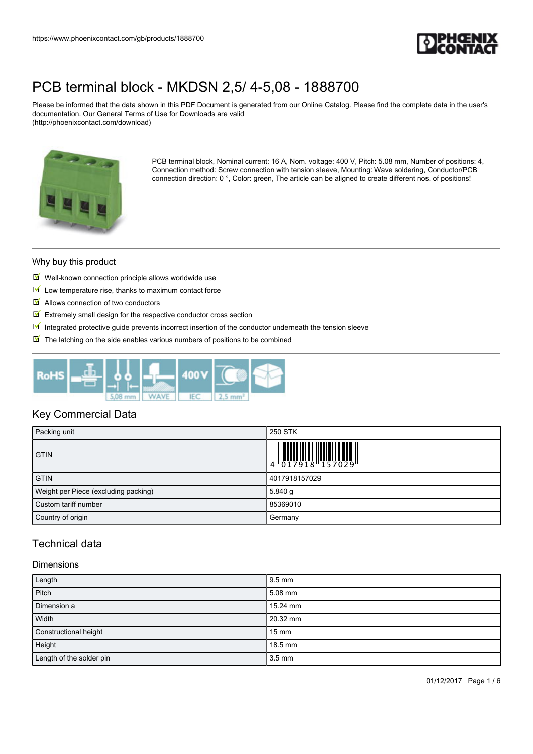# PCB terminal block - MKDSN 2,5/ 4-5,08 - 1888700

Please be informed that the data shown in this PDF Document is generated from our Online Catalog. Please find the complete data in the user's documentation. Our General Terms of Use for Downloads are valid (http://phoenixcontact.com/download)

PCB terminal block, Nominal current: 16 A, Nom. voltage: 400 V, Pitch: 5.08 mm, Number of positions: 4, Connection method: Screw connection with tension sleeve, Mounting: Wave soldering, Conductor/PCB connection direction: 0 °, Color: green, The article can be aligned to create different nos. of positions!

## Why buy this product

- Well-known connection principle allows worldwide use
- Low temperature rise, thanks to maximum contact force
- Allows connection of two conductors
- Extremely small design for the respective conductor cross section
- Integrated protective guide prevents incorrect insertion of the conductor underneath the tension sleeve
- The latching on the side enables various numbers of positions to be combined

## Key Commercial Data

| | |
|---|---|
| Packing unit | 250 STK |
| GTIN | 4 017918 157029 |
| GTIN | 4017918157029 |
| Weight per Piece (excluding packing) | 5.840 g |
| Custom tariff number | 85369010 |
| Country of origin | Germany |

## Technical data

### Dimensions

| | |
|---|---|
| Length | 9.5 mm |
| Pitch | 5.08 mm |
| Dimension a | 15.24 mm |
| Width | 20.32 mm |
| Constructional height | 15 mm |
| Height | 18.5 mm |
| Length of the solder pin | 3.5 mm |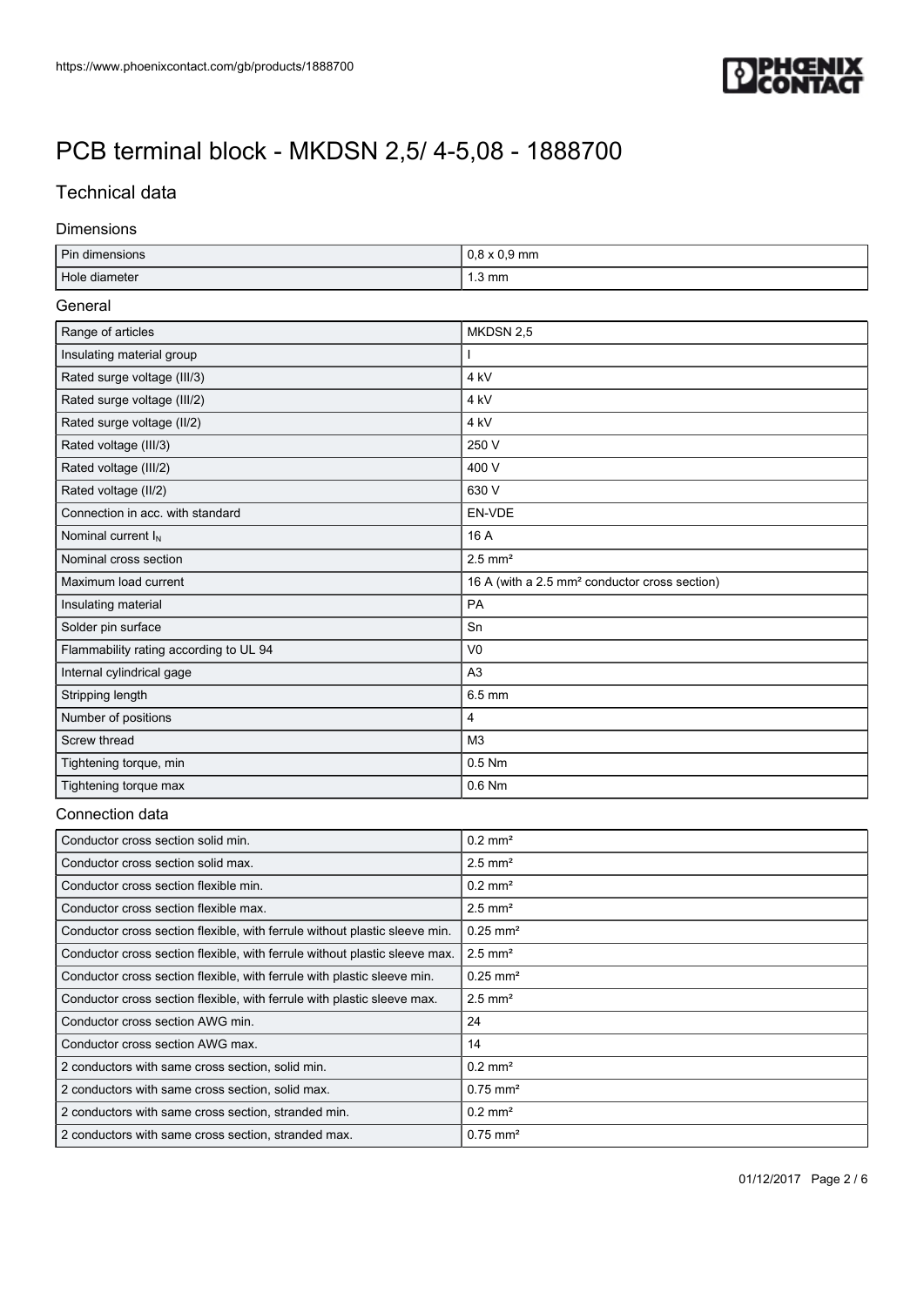# PCB terminal block - MKDSN 2,5/ 4-5,08 - 1888700

## Technical data

### Dimensions

| | |
|---|---|
| Pin dimensions | 0,8 x 0,9 mm |
| Hole diameter | 1.3 mm |

### General

| | |
|---|---|
| Range of articles | MKDSN 2,5 |
| Insulating material group | I |
| Rated surge voltage (III/3) | 4 kV |
| Rated surge voltage (III/2) | 4 kV |
| Rated surge voltage (II/2) | 4 kV |
| Rated voltage (III/3) | 250 V |
| Rated voltage (III/2) | 400 V |
| Rated voltage (II/2) | 630 V |
| Connection in acc. with standard | EN-VDE |
| Nominal current $I_N$ | 16 A |
| Nominal cross section | 2.5 mm² |
| Maximum load current | 16 A (with a 2.5 mm² conductor cross section) |
| Insulating material | PA |
| Solder pin surface | Sn |
| Flammability rating according to UL 94 | V0 |
| Internal cylindrical gage | A3 |
| Stripping length | 6.5 mm |
| Number of positions | 4 |
| Screw thread | M3 |
| Tightening torque, min | 0.5 Nm |
| Tightening torque max | 0.6 Nm |

### Connection data

| | |
|---|---|
| Conductor cross section solid min. | 0.2 mm² |
| Conductor cross section solid max. | 2.5 mm² |
| Conductor cross section flexible min. | 0.2 mm² |
| Conductor cross section flexible max. | 2.5 mm² |
| Conductor cross section flexible, with ferrule without plastic sleeve min. | 0.25 mm² |
| Conductor cross section flexible, with ferrule without plastic sleeve max. | 2.5 mm² |
| Conductor cross section flexible, with ferrule with plastic sleeve min. | 0.25 mm² |
| Conductor cross section flexible, with ferrule with plastic sleeve max. | 2.5 mm² |
| Conductor cross section AWG min. | 24 |
| Conductor cross section AWG max. | 14 |
| 2 conductors with same cross section, solid min. | 0.2 mm² |
| 2 conductors with same cross section, solid max. | 0.75 mm² |
| 2 conductors with same cross section, stranded min. | 0.2 mm² |
| 2 conductors with same cross section, stranded max. | 0.75 mm² |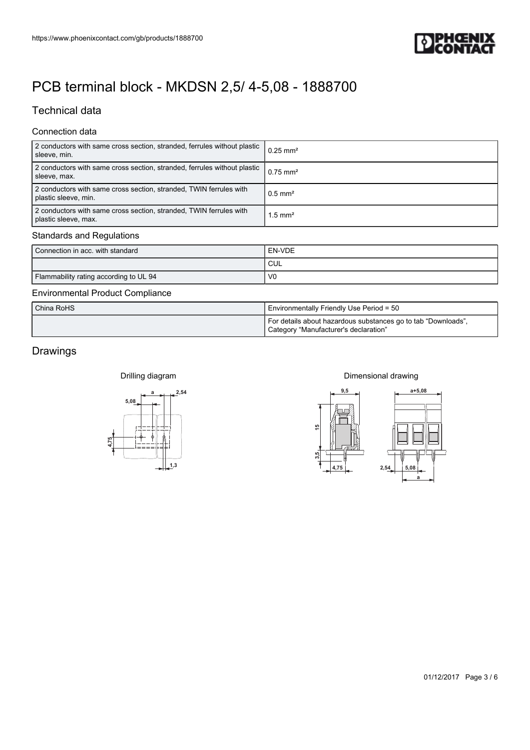# PCB terminal block - MKDSN 2,5/ 4-5,08 - 1888700

## Technical data

### Connection data

| | |
|---|---|
| 2 conductors with same cross section, stranded, ferrules without plastic sleeve, min. | 0.25 mm² |
| 2 conductors with same cross section, stranded, ferrules without plastic sleeve, max. | 0.75 mm² |
| 2 conductors with same cross section, stranded, TWIN ferrules with plastic sleeve, min. | 0.5 mm² |
| 2 conductors with same cross section, stranded, TWIN ferrules with plastic sleeve, max. | 1.5 mm² |

### Standards and Regulations

| | |
|---|---|
| Connection in acc. with standard | EN-VDE |
| | CUL |
| Flammability rating according to UL 94 | V0 |

### Environmental Product Compliance

| | |
|---|---|
| China RoHS | Environmentally Friendly Use Period = 50 |
| | For details about hazardous substances go to tab "Downloads", Category "Manufacturer's declaration" |

## Drawings

Drilling diagram

Dimensional drawing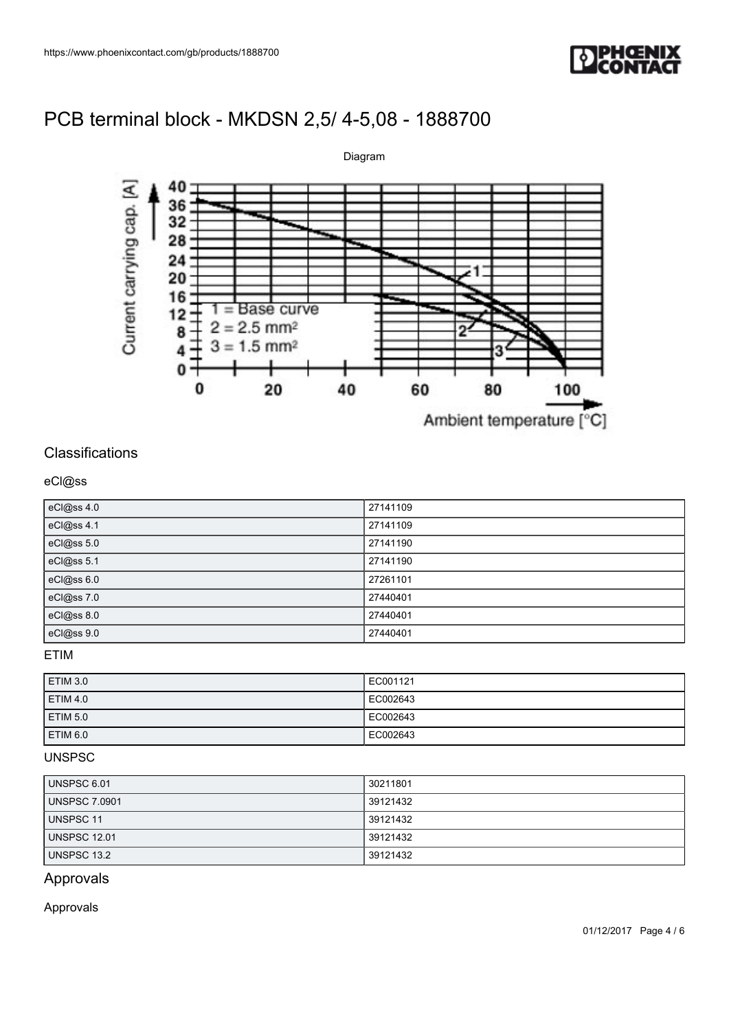# PCB terminal block - MKDSN 2,5/ 4-5,08 - 1888700

Diagram

## Classifications

### eCl@ss

| eCl@ss 4.0 | 27141109 |
|---|---|
| eCl@ss 4.1 | 27141109 |
| eCl@ss 5.0 | 27141190 |
| eCl@ss 5.1 | 27141190 |
| eCl@ss 6.0 | 27261101 |
| eCl@ss 7.0 | 27440401 |
| eCl@ss 8.0 | 27440401 |
| eCl@ss 9.0 | 27440401 |

### ETIM

| ETIM 3.0 | EC001121 |
|---|---|
| ETIM 4.0 | EC002643 |
| ETIM 5.0 | EC002643 |
| ETIM 6.0 | EC002643 |

### UNSPSC

| UNSPSC 6.01 | 30211801 |
|---|---|
| UNSPSC 7.0901 | 39121432 |
| UNSPSC 11 | 39121432 |
| UNSPSC 12.01 | 39121432 |
| UNSPSC 13.2 | 39121432 |

## Approvals

### Approvals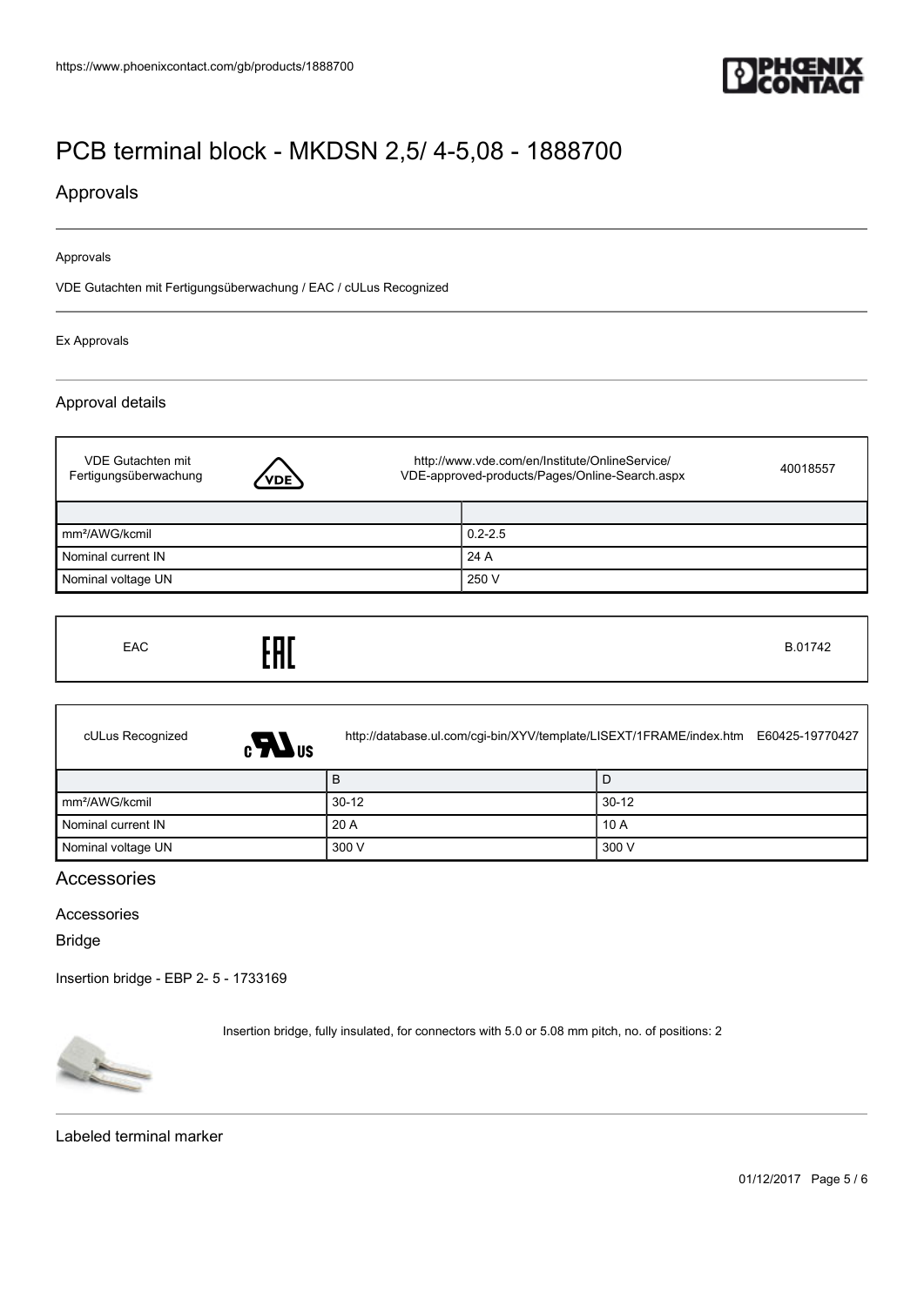# PCB terminal block - MKDSN 2,5/ 4-5,08 - 1888700

## Approvals

Approvals

VDE Gutachten mit Fertigungsüberwachung / EAC / cULus Recognized

Ex Approvals

### Approval details

| VDE Gutachten mit Fertigungsüberwachung | http://www.vde.com/en/Institute/OnlineService/VDE-approved-products/Pages/Online-Search.aspx 40018557 |
| --- | --- |
| | |
| mm²/AWG/kcmil | 0.2-2.5 |
| Nominal current IN | 24 A |
| Nominal voltage UN | 250 V |

| EAC | B.01742 |
| --- | --- |

| cULus Recognized | http://database.ul.com/cgi-bin/XYV/template/LISEXT/1FRAME/index.htm | E60425-19770427 |
| --- | --- | --- |
| | B | D |
| mm²/AWG/kcmil | 30-12 | 30-12 |
| Nominal current IN | 20 A | 10 A |
| Nominal voltage UN | 300 V | 300 V |

## Accessories

Accessories

Bridge

Insertion bridge - EBP 2- 5 - 1733169

Insertion bridge, fully insulated, for connectors with 5.0 or 5.08 mm pitch, no. of positions: 2

Labeled terminal marker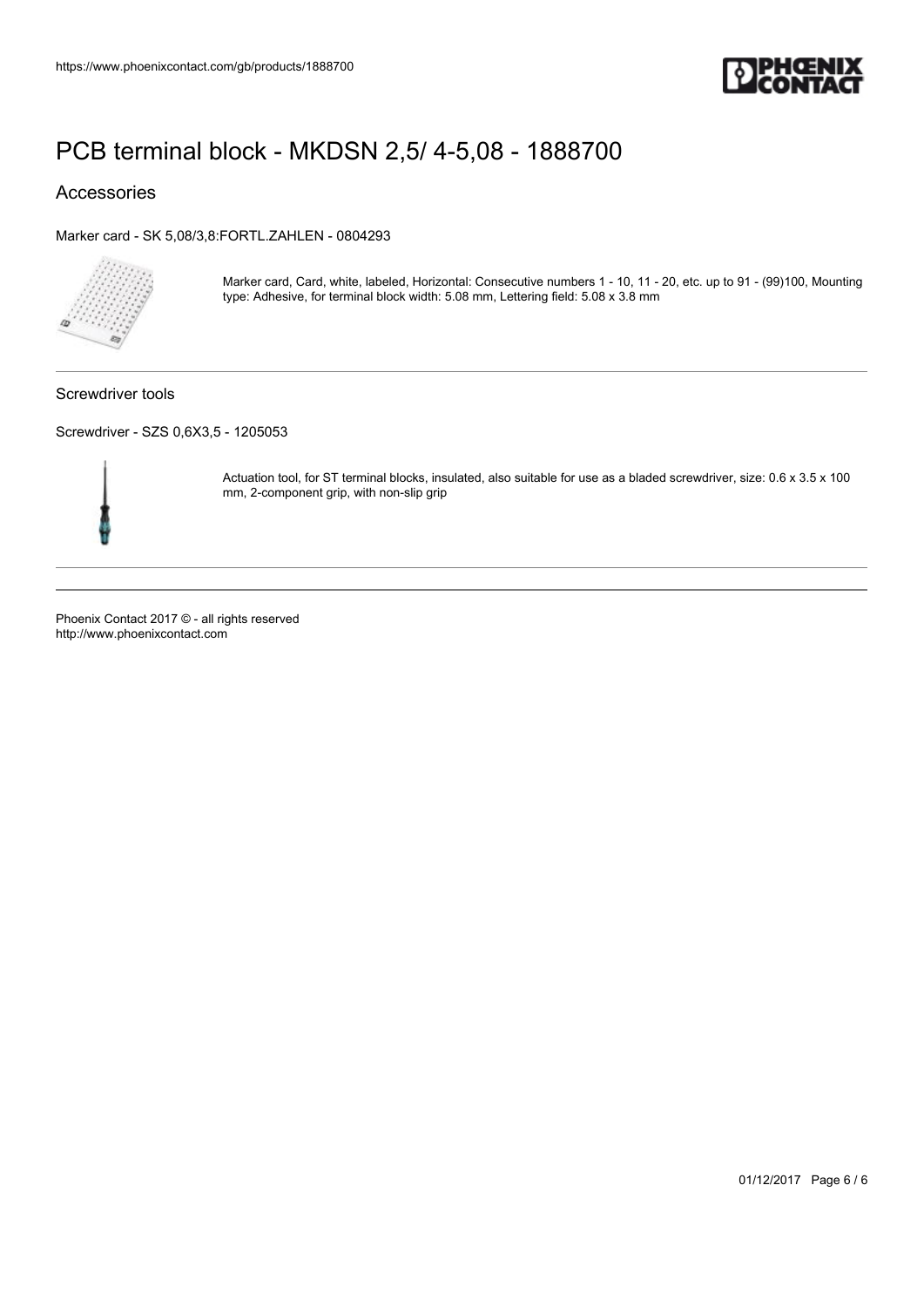# PCB terminal block - MKDSN 2,5/ 4-5,08 - 1888700

## Accessories

Marker card - SK 5,08/3,8:FORTL.ZAHLEN - 0804293

Marker card, Card, white, labeled, Horizontal: Consecutive numbers 1 - 10, 11 - 20, etc. up to 91 - (99)100, Mounting type: Adhesive, for terminal block width: 5.08 mm, Lettering field: 5.08 x 3.8 mm

---

### Screwdriver tools

Screwdriver - SZS 0,6X3,5 - 1205053

Actuation tool, for ST terminal blocks, insulated, also suitable for use as a bladed screwdriver, size: 0.6 x 3.5 x 100 mm, 2-component grip, with non-slip grip

---

Phoenix Contact 2017 © - all rights reserved
http://www.phoenixcontact.com